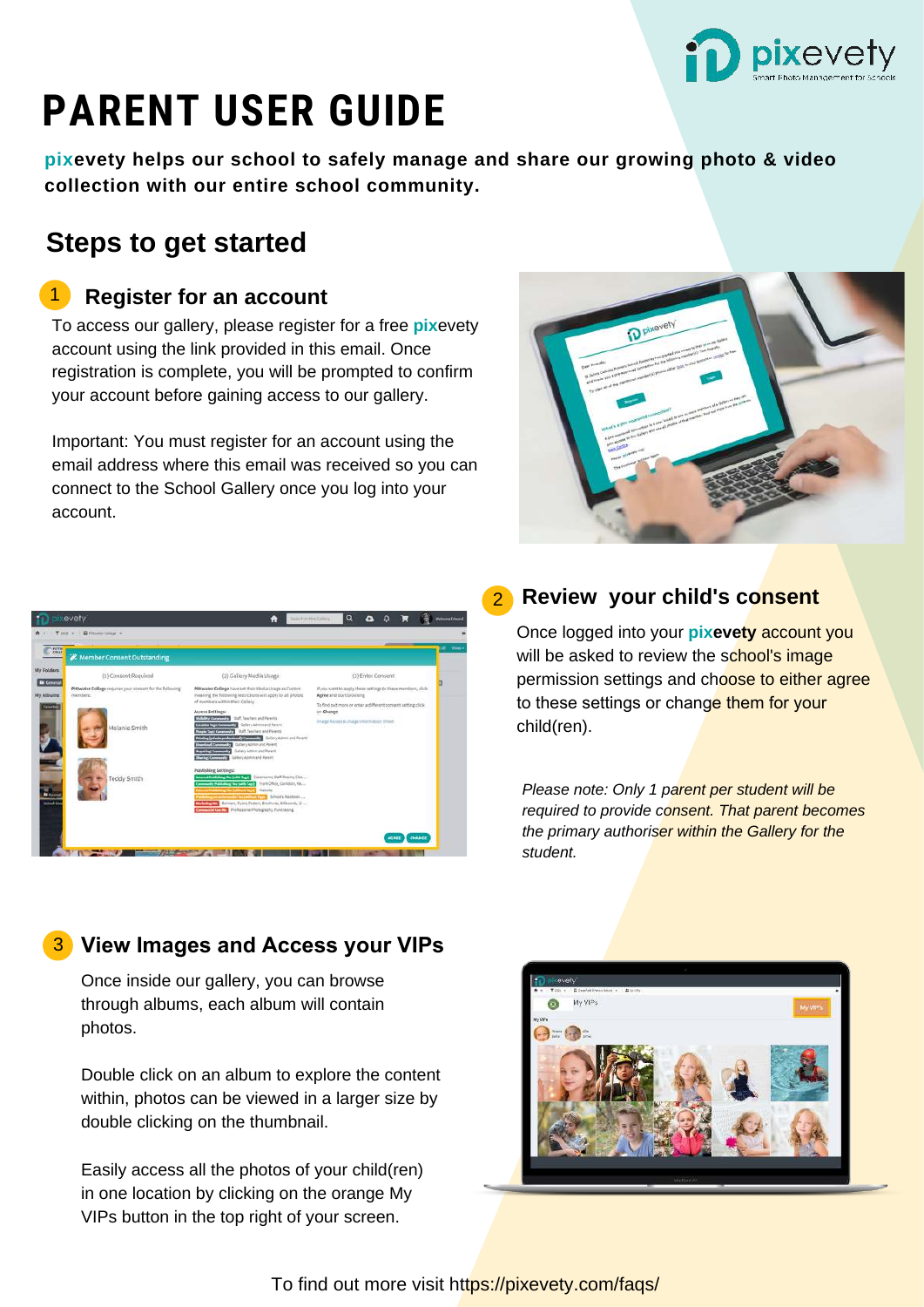# PARENT USER GUIDE

**pixevety helps our school to safely manage and share our growing photo & video collection with our entire school community.**

## Steps to get started

### 1 Register for an account

To access our gallery, please register for a free pixevety account using the link provided in this email. Once registration is complete, you will be prompted to confirm your account before gaining access to our gallery.

Important: You must register for an account using the email address where this email was received so you can connect to the School Gallery once you log into your account.

### 2 Review your child's consent

Once logged into your **pixevety** account you will be asked to review the school's image permission settings and choose to either agree to these settings or change them for your child(ren).

*Please note: Only 1 parent per student will be required to provide consent. That parent becomes the primary authoriser within the Gallery for the student.*

### 3 View Images and Access your VIPs

Once inside our gallery, you can browse through albums, each album will contain photos.

Double click on an album to explore the content within, photos can be viewed in a larger size by double clicking on the thumbnail.

Easily access all the photos of your child(ren) in one location by clicking on the orange My VIPs button in the top right of your screen.

To find out more visit https://pixevety.com/faqs/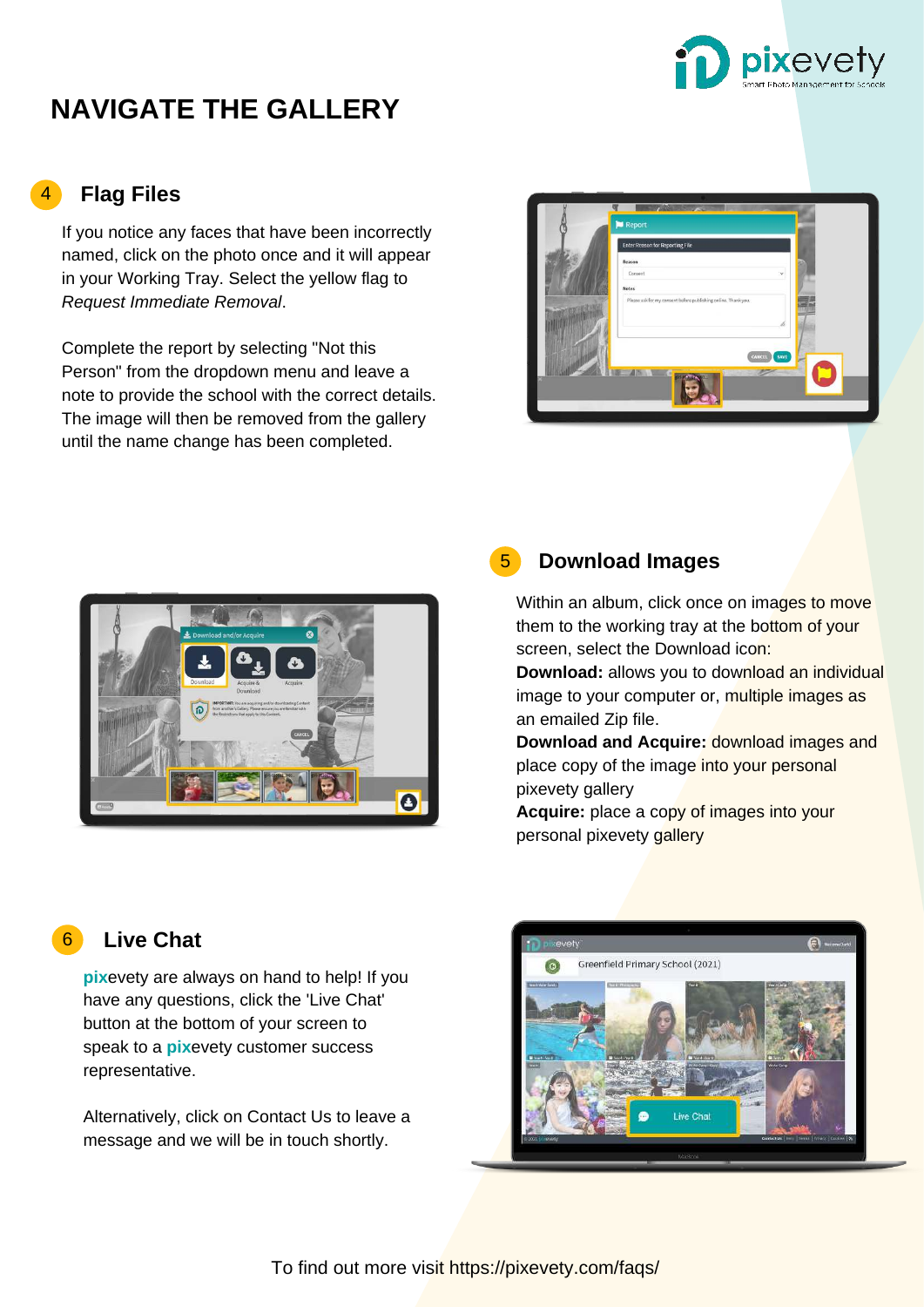# NAVIGATE THE GALLERY

## 4 Flag Files

If you notice any faces that have been incorrectly named, click on the photo once and it will appear in your Working Tray. Select the yellow flag to *Request Immediate Removal*.

Complete the report by selecting "Not this Person" from the dropdown menu and leave a note to provide the school with the correct details. The image will then be removed from the gallery until the name change has been completed.

## 5 Download Images

Within an album, click once on images to move them to the working tray at the bottom of your screen, select the Download icon:

**Download:** allows you to download an individual image to your computer or, multiple images as an emailed Zip file.

**Download and Acquire:** download images and place copy of the image into your personal pixevety gallery

**Acquire:** place a copy of images into your personal pixevety gallery

## 6 Live Chat

pixevety are always on hand to help! If you have any questions, click the 'Live Chat' button at the bottom of your screen to speak to a pixevety customer success representative.

Alternatively, click on Contact Us to leave a message and we will be in touch shortly.

To find out more visit https://pixevety.com/faqs/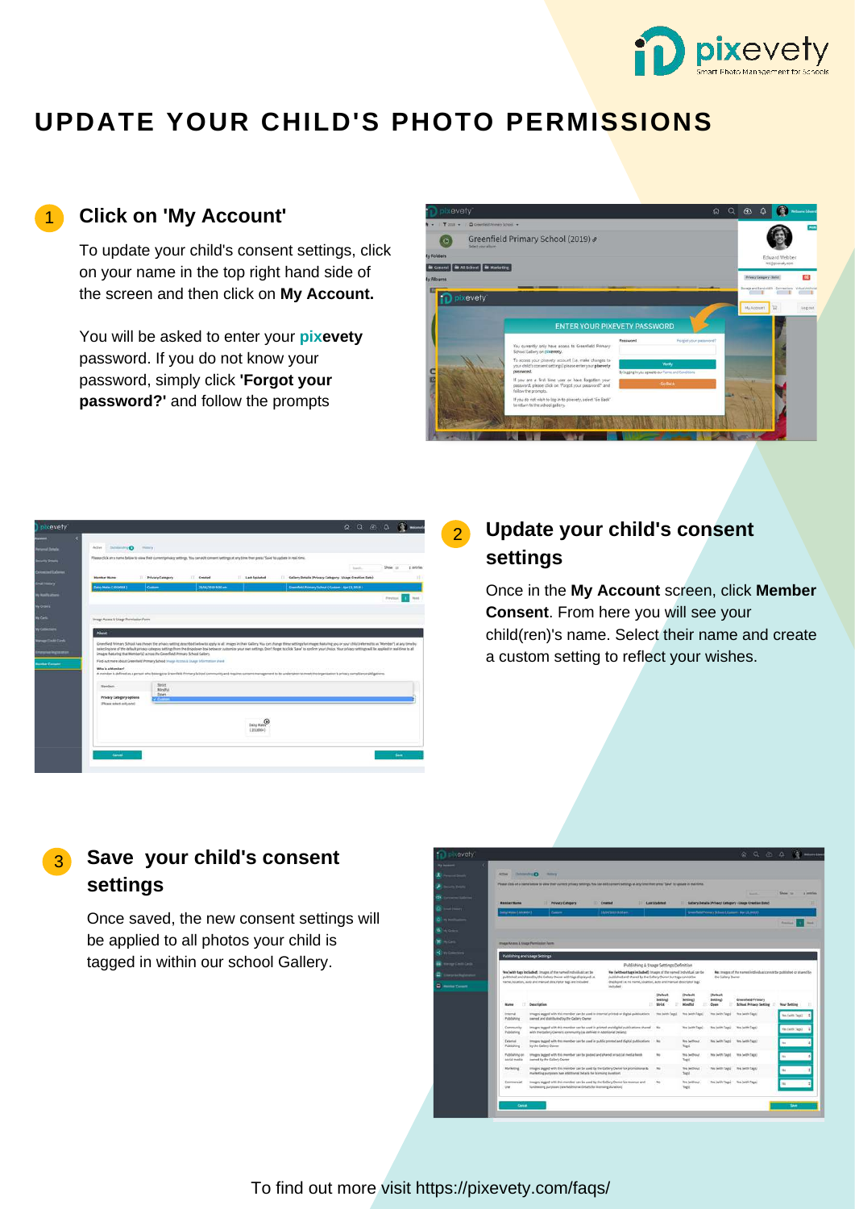# UPDATE YOUR CHILD'S PHOTO PERMISSIONS

## 1 Click on 'My Account'

To update your child's consent settings, click on your name in the top right hand side of the screen and then click on **My Account.**

You will be asked to enter your **pixevety** password. If you do not know your password, simply click **'Forgot your password?'** and follow the prompts

## 2 Update your child's consent settings

Once in the **My Account** screen, click **Member Consent**. From here you will see your child(ren)'s name. Select their name and create a custom setting to reflect your wishes.

## 3 Save your child's consent settings

Once saved, the new consent settings will be applied to all photos your child is tagged in within our school Gallery.

To find out more visit https://pixevety.com/faqs/